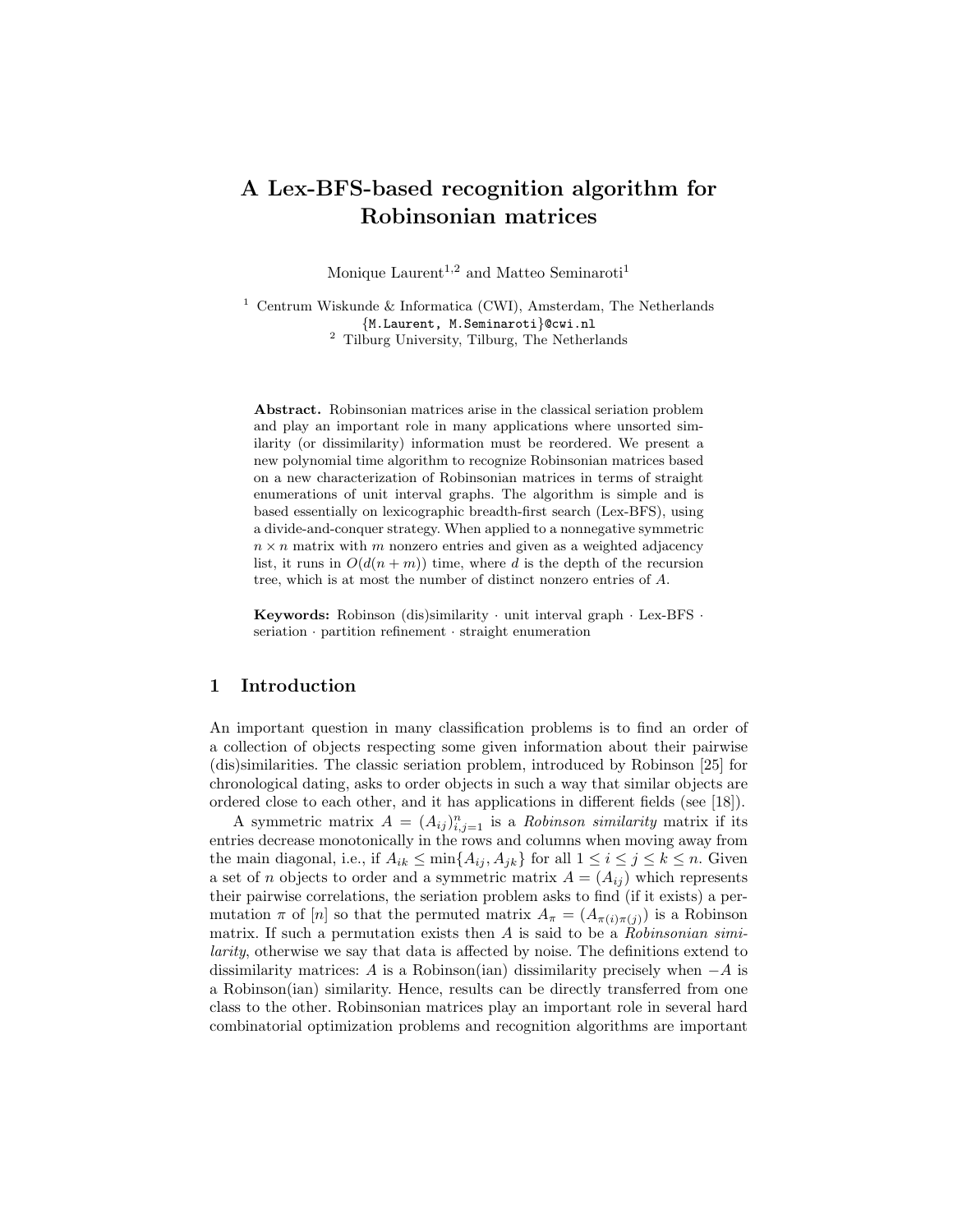# A Lex-BFS-based recognition algorithm for Robinsonian matrices

Monique Laurent[1,2] and Matteo Seminaroti[1]

[1] Centrum Wiskunde & Informatica (CWI), Amsterdam, The Netherlands
{M.Laurent, M.Seminaroti}@cwi.nl
[2] Tilburg University, Tilburg, The Netherlands

**Abstract.** Robinsonian matrices arise in the classical seriation problem and play an important role in many applications where unsorted similarity (or dissimilarity) information must be reordered. We present a new polynomial time algorithm to recognize Robinsonian matrices based on a new characterization of Robinsonian matrices in terms of straight enumerations of unit interval graphs. The algorithm is simple and is based essentially on lexicographic breadth-first search (Lex-BFS), using a divide-and-conquer strategy. When applied to a nonnegative symmetric $n \times n$ matrix with $m$ nonzero entries and given as a weighted adjacency list, it runs in $O(d(n + m))$ time, where $d$ is the depth of the recursion tree, which is at most the number of distinct nonzero entries of $A$.

**Keywords:** Robinson (dis)similarity · unit interval graph · Lex-BFS · seriation · partition refinement · straight enumeration

## 1 Introduction

An important question in many classification problems is to find an order of a collection of objects respecting some given information about their pairwise (dis)similarities. The classic seriation problem, introduced by Robinson [25] for chronological dating, asks to order objects in such a way that similar objects are ordered close to each other, and it has applications in different fields (see [18]).

A symmetric matrix $A = (A_{ij})_{i,j=1}^{n}$ is a *Robinson similarity* matrix if its entries decrease monotonically in the rows and columns when moving away from the main diagonal, i.e., if $A_{ik} \leq \min\{A_{ij}, A_{jk}\}$ for all $1 \leq i \leq j \leq k \leq n$. Given a set of $n$ objects to order and a symmetric matrix $A = (A_{ij})$ which represents their pairwise correlations, the seriation problem asks to find (if it exists) a permutation $\pi$ of $[n]$ so that the permuted matrix $A_\pi = (A_{\pi(i)\pi(j)})$ is a Robinson matrix. If such a permutation exists then $A$ is said to be a *Robinsonian similarity*, otherwise we say that data is affected by noise. The definitions extend to dissimilarity matrices: $A$ is a Robinson(ian) dissimilarity precisely when $-A$ is a Robinson(ian) similarity. Hence, results can be directly transferred from one class to the other. Robinsonian matrices play an important role in several hard combinatorial optimization problems and recognition algorithms are important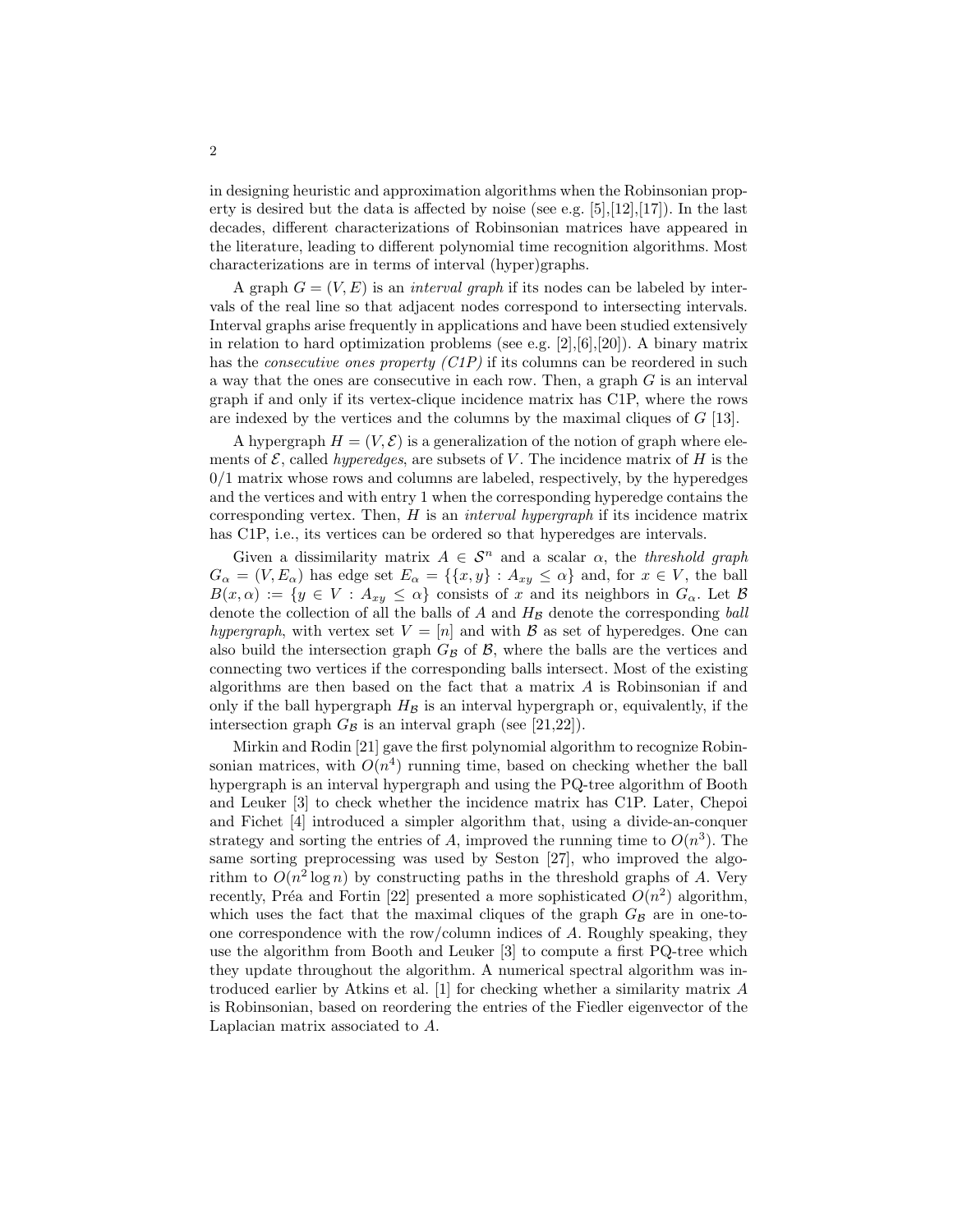in designing heuristic and approximation algorithms when the Robinsonian property is desired but the data is affected by noise (see e.g. [5],[12],[17]). In the last decades, different characterizations of Robinsonian matrices have appeared in the literature, leading to different polynomial time recognition algorithms. Most characterizations are in terms of interval (hyper)graphs.

A graph $G = (V, E)$ is an *interval graph* if its nodes can be labeled by intervals of the real line so that adjacent nodes correspond to intersecting intervals. Interval graphs arise frequently in applications and have been studied extensively in relation to hard optimization problems (see e.g. [2],[6],[20]). A binary matrix has the *consecutive ones property (C1P)* if its columns can be reordered in such a way that the ones are consecutive in each row. Then, a graph $G$ is an interval graph if and only if its vertex-clique incidence matrix has C1P, where the rows are indexed by the vertices and the columns by the maximal cliques of $G$ [13].

A hypergraph $H = (V, \mathcal{E})$ is a generalization of the notion of graph where elements of $\mathcal{E}$, called *hyperedges*, are subsets of $V$. The incidence matrix of $H$ is the $0/1$ matrix whose rows and columns are labeled, respectively, by the hyperedges and the vertices and with entry 1 when the corresponding hyperedge contains the corresponding vertex. Then, $H$ is an *interval hypergraph* if its incidence matrix has C1P, i.e., its vertices can be ordered so that hyperedges are intervals.

Given a dissimilarity matrix $A \in \mathcal{S}^n$ and a scalar $\alpha$, the *threshold graph* $G_\alpha = (V, E_\alpha)$ has edge set $E_\alpha = \{\{x, y\} : A_{xy} \leq \alpha\}$ and, for $x \in V$, the ball $B(x, \alpha) := \{y \in V : A_{xy} \leq \alpha\}$ consists of $x$ and its neighbors in $G_\alpha$. Let $\mathcal{B}$ denote the collection of all the balls of $A$ and $H_\mathcal{B}$ denote the corresponding *ball hypergraph*, with vertex set $V = [n]$ and with $\mathcal{B}$ as set of hyperedges. One can also build the intersection graph $G_\mathcal{B}$ of $\mathcal{B}$, where the balls are the vertices and connecting two vertices if the corresponding balls intersect. Most of the existing algorithms are then based on the fact that a matrix $A$ is Robinsonian if and only if the ball hypergraph $H_\mathcal{B}$ is an interval hypergraph or, equivalently, if the intersection graph $G_\mathcal{B}$ is an interval graph (see [21,22]).

Mirkin and Rodin [21] gave the first polynomial algorithm to recognize Robinsonian matrices, with $O(n^4)$ running time, based on checking whether the ball hypergraph is an interval hypergraph and using the PQ-tree algorithm of Booth and Leuker [3] to check whether the incidence matrix has C1P. Later, Chepoi and Fichet [4] introduced a simpler algorithm that, using a divide-an-conquer strategy and sorting the entries of $A$, improved the running time to $O(n^3)$. The same sorting preprocessing was used by Seston [27], who improved the algorithm to $O(n^2 \log n)$ by constructing paths in the threshold graphs of $A$. Very recently, Préa and Fortin [22] presented a more sophisticated $O(n^2)$ algorithm, which uses the fact that the maximal cliques of the graph $G_\mathcal{B}$ are in one-to-one correspondence with the row/column indices of $A$. Roughly speaking, they use the algorithm from Booth and Leuker [3] to compute a first PQ-tree which they update throughout the algorithm. A numerical spectral algorithm was introduced earlier by Atkins et al. [1] for checking whether a similarity matrix $A$ is Robinsonian, based on reordering the entries of the Fiedler eigenvector of the Laplacian matrix associated to $A$.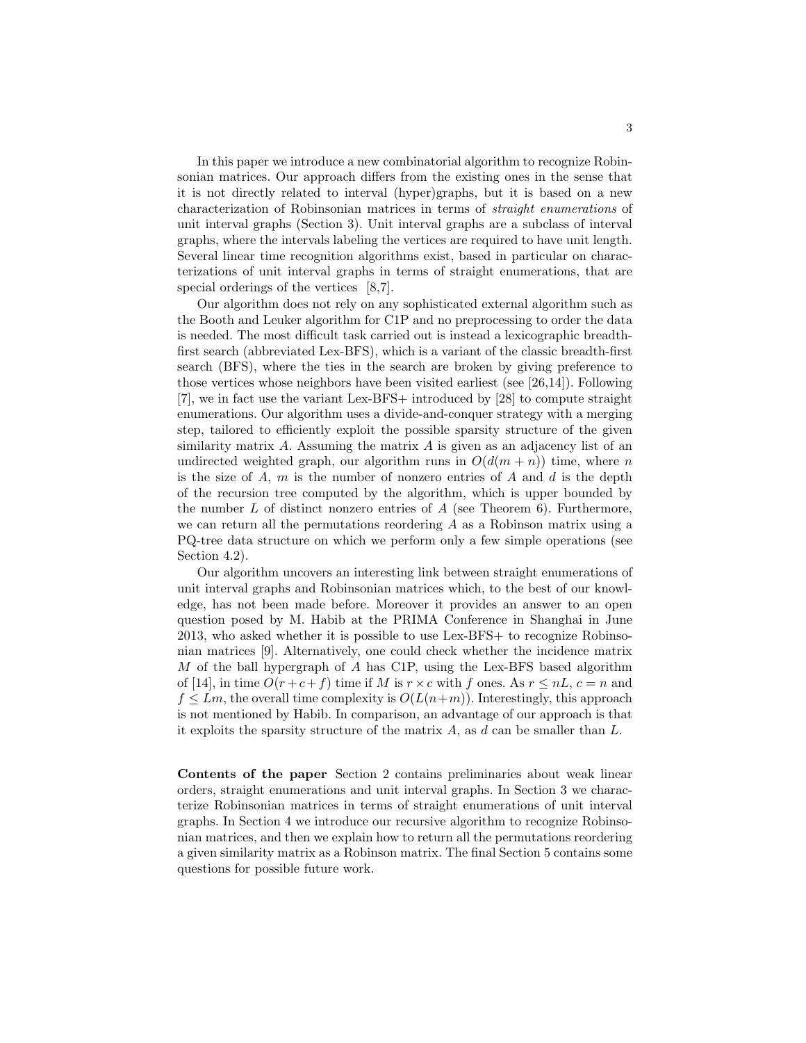In this paper we introduce a new combinatorial algorithm to recognize Robinsonian matrices. Our approach differs from the existing ones in the sense that it is not directly related to interval (hyper)graphs, but it is based on a new characterization of Robinsonian matrices in terms of *straight enumerations* of unit interval graphs (Section 3). Unit interval graphs are a subclass of interval graphs, where the intervals labeling the vertices are required to have unit length. Several linear time recognition algorithms exist, based in particular on characterizations of unit interval graphs in terms of straight enumerations, that are special orderings of the vertices [8,7].

Our algorithm does not rely on any sophisticated external algorithm such as the Booth and Leuker algorithm for C1P and no preprocessing to order the data is needed. The most difficult task carried out is instead a lexicographic breadth-first search (abbreviated Lex-BFS), which is a variant of the classic breadth-first search (BFS), where the ties in the search are broken by giving preference to those vertices whose neighbors have been visited earliest (see [26,14]). Following [7], we in fact use the variant Lex-BFS+ introduced by [28] to compute straight enumerations. Our algorithm uses a divide-and-conquer strategy with a merging step, tailored to efficiently exploit the possible sparsity structure of the given similarity matrix $A$. Assuming the matrix $A$ is given as an adjacency list of an undirected weighted graph, our algorithm runs in $O(d(m+n))$ time, where $n$ is the size of $A$, $m$ is the number of nonzero entries of $A$ and $d$ is the depth of the recursion tree computed by the algorithm, which is upper bounded by the number $L$ of distinct nonzero entries of $A$ (see Theorem 6). Furthermore, we can return all the permutations reordering $A$ as a Robinson matrix using a PQ-tree data structure on which we perform only a few simple operations (see Section 4.2).

Our algorithm uncovers an interesting link between straight enumerations of unit interval graphs and Robinsonian matrices which, to the best of our knowledge, has not been made before. Moreover it provides an answer to an open question posed by M. Habib at the PRIMA Conference in Shanghai in June 2013, who asked whether it is possible to use Lex-BFS+ to recognize Robinsonian matrices [9]. Alternatively, one could check whether the incidence matrix $M$ of the ball hypergraph of $A$ has C1P, using the Lex-BFS based algorithm of [14], in time $O(r+c+f)$ time if $M$ is $r \times c$ with $f$ ones. As $r \leq nL$, $c = n$ and $f \leq Lm$, the overall time complexity is $O(L(n+m))$. Interestingly, this approach is not mentioned by Habib. In comparison, an advantage of our approach is that it exploits the sparsity structure of the matrix $A$, as $d$ can be smaller than $L$.

**Contents of the paper** Section 2 contains preliminaries about weak linear orders, straight enumerations and unit interval graphs. In Section 3 we characterize Robinsonian matrices in terms of straight enumerations of unit interval graphs. In Section 4 we introduce our recursive algorithm to recognize Robinsonian matrices, and then we explain how to return all the permutations reordering a given similarity matrix as a Robinson matrix. The final Section 5 contains some questions for possible future work.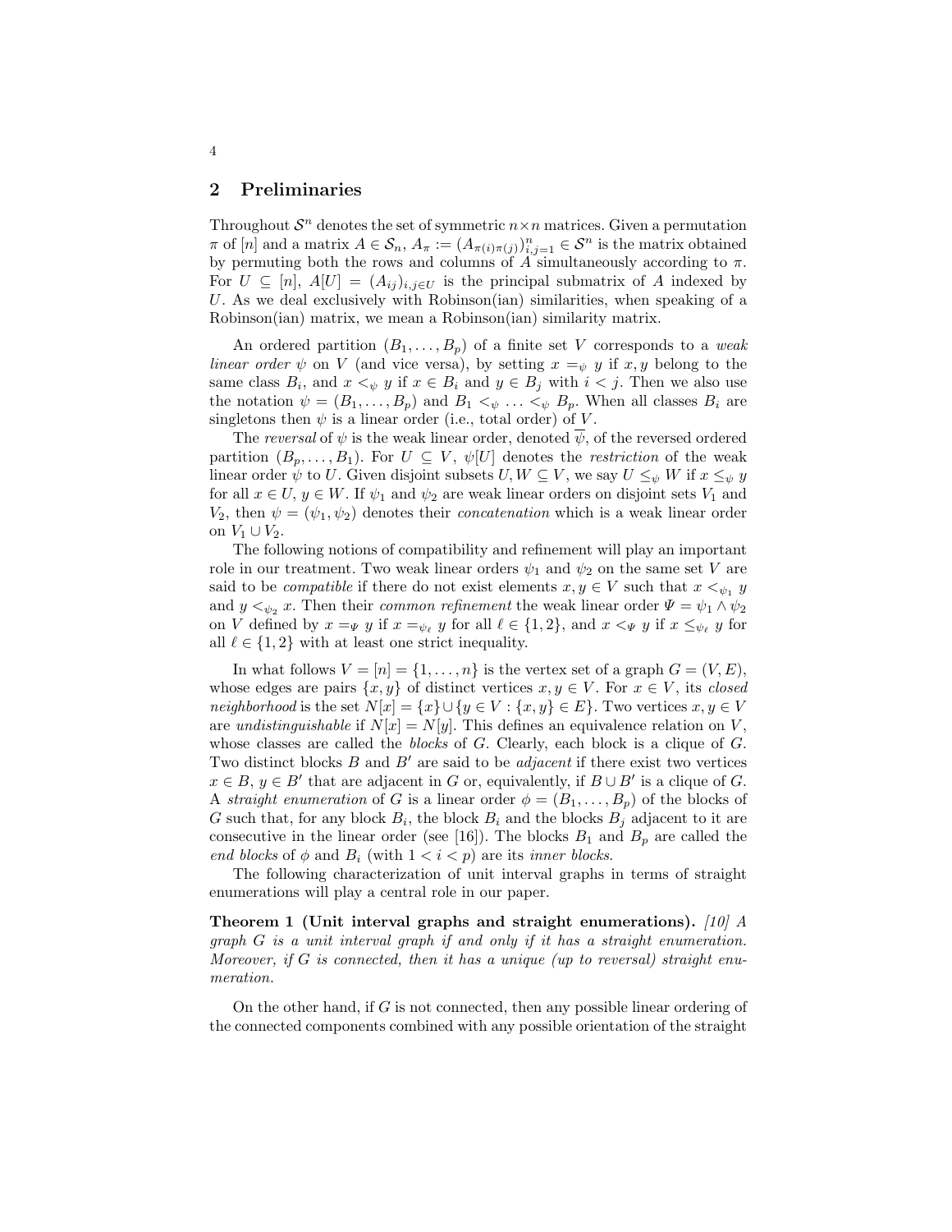## 2 Preliminaries

Throughout $\mathcal{S}^n$ denotes the set of symmetric $n \times n$ matrices. Given a permutation $\pi$ of $[n]$ and a matrix $A \in \mathcal{S}_n$, $A_\pi := (A_{\pi(i)\pi(j)})_{i,j=1}^n \in \mathcal{S}^n$ is the matrix obtained by permuting both the rows and columns of $A$ simultaneously according to $\pi$. For $U \subseteq [n]$, $A[U] = (A_{ij})_{i,j \in U}$ is the principal submatrix of $A$ indexed by $U$. As we deal exclusively with Robinson(ian) similarities, when speaking of a Robinson(ian) matrix, we mean a Robinson(ian) similarity matrix.

An ordered partition $(B_1, \ldots, B_p)$ of a finite set $V$ corresponds to a *weak linear order* $\psi$ on $V$ (and vice versa), by setting $x =_\psi y$ if $x, y$ belong to the same class $B_i$, and $x <_\psi y$ if $x \in B_i$ and $y \in B_j$ with $i < j$. Then we also use the notation $\psi = (B_1, \ldots, B_p)$ and $B_1 <_\psi \ldots <_\psi B_p$. When all classes $B_i$ are singletons then $\psi$ is a linear order (i.e., total order) of $V$.

The *reversal* of $\psi$ is the weak linear order, denoted $\overline{\psi}$, of the reversed ordered partition $(B_p, \ldots, B_1)$. For $U \subseteq V$, $\psi[U]$ denotes the *restriction* of the weak linear order $\psi$ to $U$. Given disjoint subsets $U, W \subseteq V$, we say $U \leq_\psi W$ if $x \leq_\psi y$ for all $x \in U$, $y \in W$. If $\psi_1$ and $\psi_2$ are weak linear orders on disjoint sets $V_1$ and $V_2$, then $\psi = (\psi_1, \psi_2)$ denotes their *concatenation* which is a weak linear order on $V_1 \cup V_2$.

The following notions of compatibility and refinement will play an important role in our treatment. Two weak linear orders $\psi_1$ and $\psi_2$ on the same set $V$ are said to be *compatible* if there do not exist elements $x, y \in V$ such that $x <_{\psi_1} y$ and $y <_{\psi_2} x$. Then their *common refinement* the weak linear order $\Psi = \psi_1 \wedge \psi_2$ on $V$ defined by $x =_\Psi y$ if $x =_{\psi_\ell} y$ for all $\ell \in \{1, 2\}$, and $x <_\Psi y$ if $x \leq_{\psi_\ell} y$ for all $\ell \in \{1, 2\}$ with at least one strict inequality.

In what follows $V = [n] = \{1, \ldots, n\}$ is the vertex set of a graph $G = (V, E)$, whose edges are pairs $\{x, y\}$ of distinct vertices $x, y \in V$. For $x \in V$, its *closed neighborhood* is the set $N[x] = \{x\} \cup \{y \in V : \{x, y\} \in E\}$. Two vertices $x, y \in V$ are *undistinguishable* if $N[x] = N[y]$. This defines an equivalence relation on $V$, whose classes are called the *blocks* of $G$. Clearly, each block is a clique of $G$. Two distinct blocks $B$ and $B'$ are said to be *adjacent* if there exist two vertices $x \in B$, $y \in B'$ that are adjacent in $G$ or, equivalently, if $B \cup B'$ is a clique of $G$. A *straight enumeration* of $G$ is a linear order $\phi = (B_1, \ldots, B_p)$ of the blocks of $G$ such that, for any block $B_i$, the block $B_i$ and the blocks $B_j$ adjacent to it are consecutive in the linear order (see [16]). The blocks $B_1$ and $B_p$ are called the *end blocks* of $\phi$ and $B_i$ (with $1 < i < p$) are its *inner blocks*.

The following characterization of unit interval graphs in terms of straight enumerations will play a central role in our paper.

**Theorem 1 (Unit interval graphs and straight enumerations).** [10] *A graph $G$ is a unit interval graph if and only if it has a straight enumeration. Moreover, if $G$ is connected, then it has a unique (up to reversal) straight enumeration.*

On the other hand, if $G$ is not connected, then any possible linear ordering of the connected components combined with any possible orientation of the straight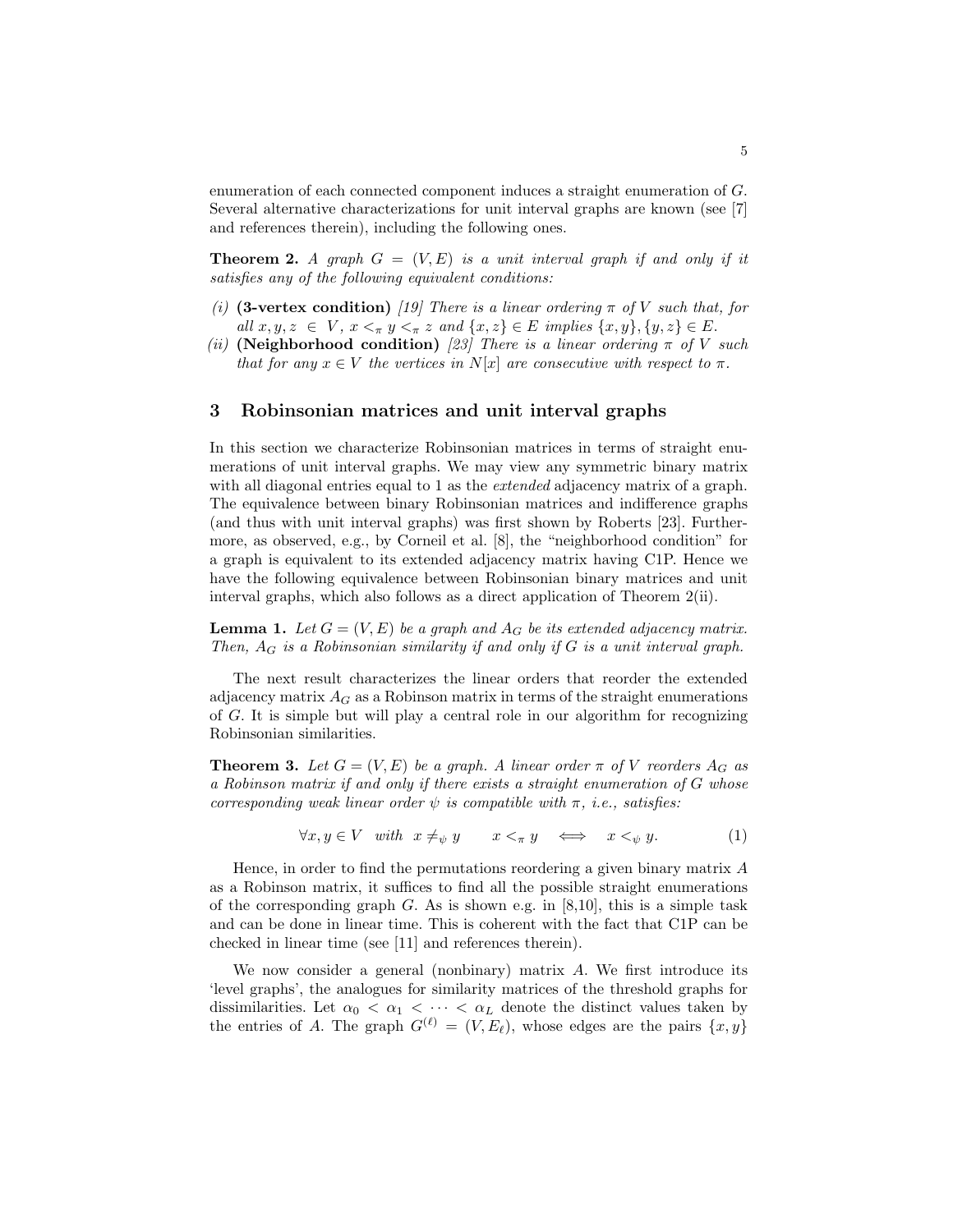enumeration of each connected component induces a straight enumeration of $G$. Several alternative characterizations for unit interval graphs are known (see [7] and references therein), including the following ones.

**Theorem 2.** *A graph $G = (V, E)$ is a unit interval graph if and only if it satisfies any of the following equivalent conditions:*

*(i)* **(3-vertex condition)** *[19] There is a linear ordering $\pi$ of $V$ such that, for all $x, y, z \in V$, $x <_\pi y <_\pi z$ and $\{x, z\} \in E$ implies $\{x, y\}, \{y, z\} \in E$.*

*(ii)* **(Neighborhood condition)** *[23] There is a linear ordering $\pi$ of $V$ such that for any $x \in V$ the vertices in $N[x]$ are consecutive with respect to $\pi$.*

## 3 Robinsonian matrices and unit interval graphs

In this section we characterize Robinsonian matrices in terms of straight enumerations of unit interval graphs. We may view any symmetric binary matrix with all diagonal entries equal to 1 as the *extended* adjacency matrix of a graph. The equivalence between binary Robinsonian matrices and indifference graphs (and thus with unit interval graphs) was first shown by Roberts [23]. Furthermore, as observed, e.g., by Corneil et al. [8], the "neighborhood condition" for a graph is equivalent to its extended adjacency matrix having C1P. Hence we have the following equivalence between Robinsonian binary matrices and unit interval graphs, which also follows as a direct application of Theorem 2(ii).

**Lemma 1.** *Let $G = (V, E)$ be a graph and $A_G$ be its extended adjacency matrix. Then, $A_G$ is a Robinsonian similarity if and only if $G$ is a unit interval graph.*

The next result characterizes the linear orders that reorder the extended adjacency matrix $A_G$ as a Robinson matrix in terms of the straight enumerations of $G$. It is simple but will play a central role in our algorithm for recognizing Robinsonian similarities.

**Theorem 3.** *Let $G = (V, E)$ be a graph. A linear order $\pi$ of $V$ reorders $A_G$ as a Robinson matrix if and only if there exists a straight enumeration of $G$ whose corresponding weak linear order $\psi$ is compatible with $\pi$, i.e., satisfies:*

$$\forall x, y \in V \quad \text{with} \quad x \neq_\psi y \qquad x <_\pi y \quad \Longleftrightarrow \quad x <_\psi y. \tag{1}$$

Hence, in order to find the permutations reordering a given binary matrix $A$ as a Robinson matrix, it suffices to find all the possible straight enumerations of the corresponding graph $G$. As is shown e.g. in [8,10], this is a simple task and can be done in linear time. This is coherent with the fact that C1P can be checked in linear time (see [11] and references therein).

We now consider a general (nonbinary) matrix $A$. We first introduce its 'level graphs', the analogues for similarity matrices of the threshold graphs for dissimilarities. Let $\alpha_0 < \alpha_1 < \cdots < \alpha_L$ denote the distinct values taken by the entries of $A$. The graph $G^{(\ell)} = (V, E_\ell)$, whose edges are the pairs $\{x, y\}$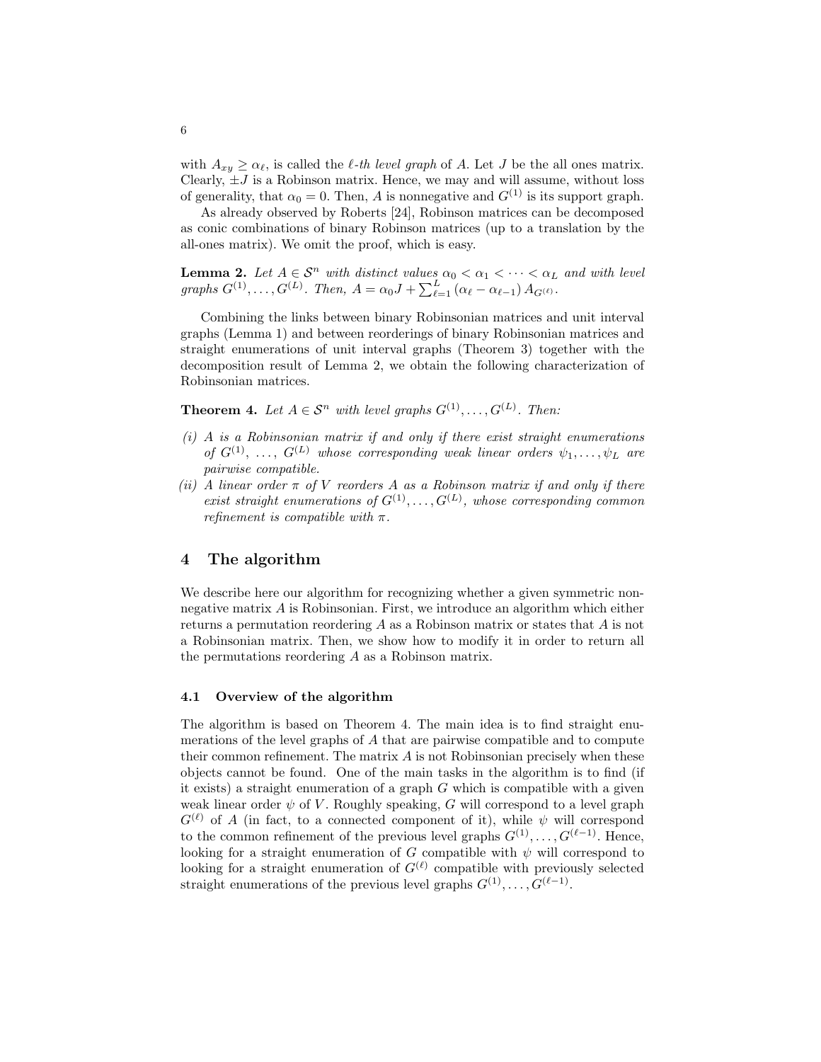with $A_{xy} \geq \alpha_\ell$, is called the *$\ell$-th level graph* of $A$. Let $J$ be the all ones matrix. Clearly, $\pm J$ is a Robinson matrix. Hence, we may and will assume, without loss of generality, that $\alpha_0 = 0$. Then, $A$ is nonnegative and $G^{(1)}$ is its support graph.

As already observed by Roberts [24], Robinson matrices can be decomposed as conic combinations of binary Robinson matrices (up to a translation by the all-ones matrix). We omit the proof, which is easy.

**Lemma 2.** *Let $A \in \mathcal{S}^n$ with distinct values $\alpha_0 < \alpha_1 < \cdots < \alpha_L$ and with level graphs $G^{(1)}, \ldots, G^{(L)}$. Then, $A = \alpha_0 J + \sum_{\ell=1}^{L} (\alpha_\ell - \alpha_{\ell-1}) A_{G^{(\ell)}}$.*

Combining the links between binary Robinsonian matrices and unit interval graphs (Lemma 1) and between reorderings of binary Robinsonian matrices and straight enumerations of unit interval graphs (Theorem 3) together with the decomposition result of Lemma 2, we obtain the following characterization of Robinsonian matrices.

**Theorem 4.** *Let $A \in \mathcal{S}^n$ with level graphs $G^{(1)}, \ldots, G^{(L)}$. Then:*

*(i) $A$ is a Robinsonian matrix if and only if there exist straight enumerations of $G^{(1)}, \ldots, G^{(L)}$ whose corresponding weak linear orders $\psi_1, \ldots, \psi_L$ are pairwise compatible.*

*(ii) A linear order $\pi$ of $V$ reorders $A$ as a Robinson matrix if and only if there exist straight enumerations of $G^{(1)}, \ldots, G^{(L)}$, whose corresponding common refinement is compatible with $\pi$.*

## 4 The algorithm

We describe here our algorithm for recognizing whether a given symmetric nonnegative matrix $A$ is Robinsonian. First, we introduce an algorithm which either returns a permutation reordering $A$ as a Robinson matrix or states that $A$ is not a Robinsonian matrix. Then, we show how to modify it in order to return all the permutations reordering $A$ as a Robinson matrix.

### 4.1 Overview of the algorithm

The algorithm is based on Theorem 4. The main idea is to find straight enumerations of the level graphs of $A$ that are pairwise compatible and to compute their common refinement. The matrix $A$ is not Robinsonian precisely when these objects cannot be found. One of the main tasks in the algorithm is to find (if it exists) a straight enumeration of a graph $G$ which is compatible with a given weak linear order $\psi$ of $V$. Roughly speaking, $G$ will correspond to a level graph $G^{(\ell)}$ of $A$ (in fact, to a connected component of it), while $\psi$ will correspond to the common refinement of the previous level graphs $G^{(1)}, \ldots, G^{(\ell-1)}$. Hence, looking for a straight enumeration of $G$ compatible with $\psi$ will correspond to looking for a straight enumeration of $G^{(\ell)}$ compatible with previously selected straight enumerations of the previous level graphs $G^{(1)}, \ldots, G^{(\ell-1)}$.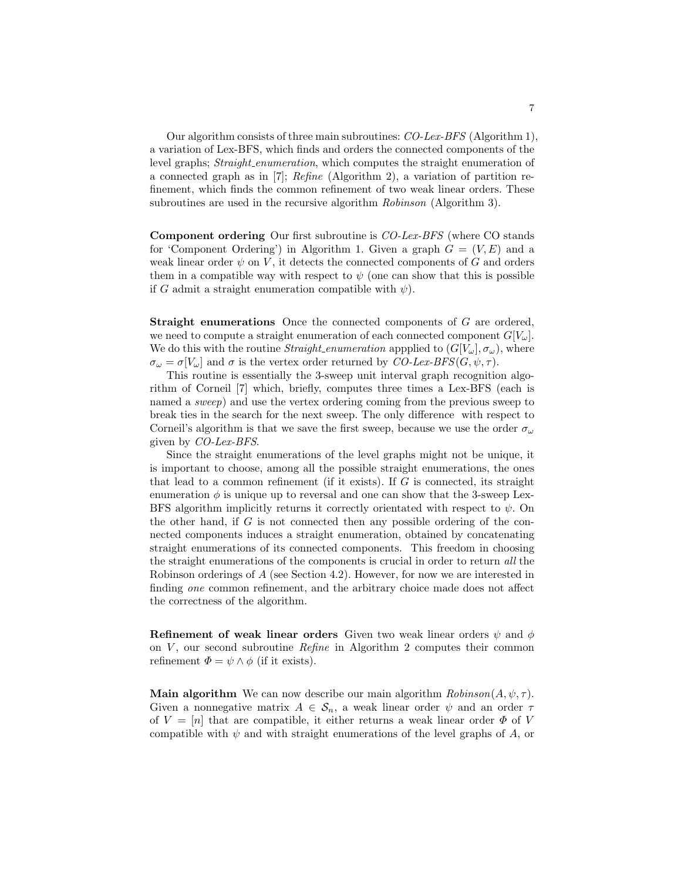Our algorithm consists of three main subroutines: *CO-Lex-BFS* (Algorithm 1), a variation of Lex-BFS, which finds and orders the connected components of the level graphs; *Straight_enumeration*, which computes the straight enumeration of a connected graph as in [7]; *Refine* (Algorithm 2), a variation of partition refinement, which finds the common refinement of two weak linear orders. These subroutines are used in the recursive algorithm *Robinson* (Algorithm 3).

**Component ordering** Our first subroutine is *CO-Lex-BFS* (where CO stands for 'Component Ordering') in Algorithm 1. Given a graph $G = (V, E)$ and a weak linear order $\psi$ on $V$, it detects the connected components of $G$ and orders them in a compatible way with respect to $\psi$ (one can show that this is possible if $G$ admit a straight enumeration compatible with $\psi$).

**Straight enumerations** Once the connected components of $G$ are ordered, we need to compute a straight enumeration of each connected component $G[V_\omega]$. We do this with the routine *Straight_enumeration* appplied to $(G[V_\omega], \sigma_\omega)$, where $\sigma_\omega = \sigma[V_\omega]$ and $\sigma$ is the vertex order returned by *CO-Lex-BFS*$(G, \psi, \tau)$.

This routine is essentially the 3-sweep unit interval graph recognition algorithm of Corneil [7] which, briefly, computes three times a Lex-BFS (each is named a *sweep*) and use the vertex ordering coming from the previous sweep to break ties in the search for the next sweep. The only difference with respect to Corneil's algorithm is that we save the first sweep, because we use the order $\sigma_\omega$ given by *CO-Lex-BFS*.

Since the straight enumerations of the level graphs might not be unique, it is important to choose, among all the possible straight enumerations, the ones that lead to a common refinement (if it exists). If $G$ is connected, its straight enumeration $\phi$ is unique up to reversal and one can show that the 3-sweep Lex-BFS algorithm implicitly returns it correctly orientated with respect to $\psi$. On the other hand, if $G$ is not connected then any possible ordering of the connected components induces a straight enumeration, obtained by concatenating straight enumerations of its connected components. This freedom in choosing the straight enumerations of the components is crucial in order to return *all* the Robinson orderings of $A$ (see Section 4.2). However, for now we are interested in finding *one* common refinement, and the arbitrary choice made does not affect the correctness of the algorithm.

**Refinement of weak linear orders** Given two weak linear orders $\psi$ and $\phi$ on $V$, our second subroutine *Refine* in Algorithm 2 computes their common refinement $\Phi = \psi \wedge \phi$ (if it exists).

**Main algorithm** We can now describe our main algorithm *Robinson*$(A, \psi, \tau)$. Given a nonnegative matrix $A \in \mathcal{S}_n$, a weak linear order $\psi$ and an order $\tau$ of $V = [n]$ that are compatible, it either returns a weak linear order $\Phi$ of $V$ compatible with $\psi$ and with straight enumerations of the level graphs of $A$, or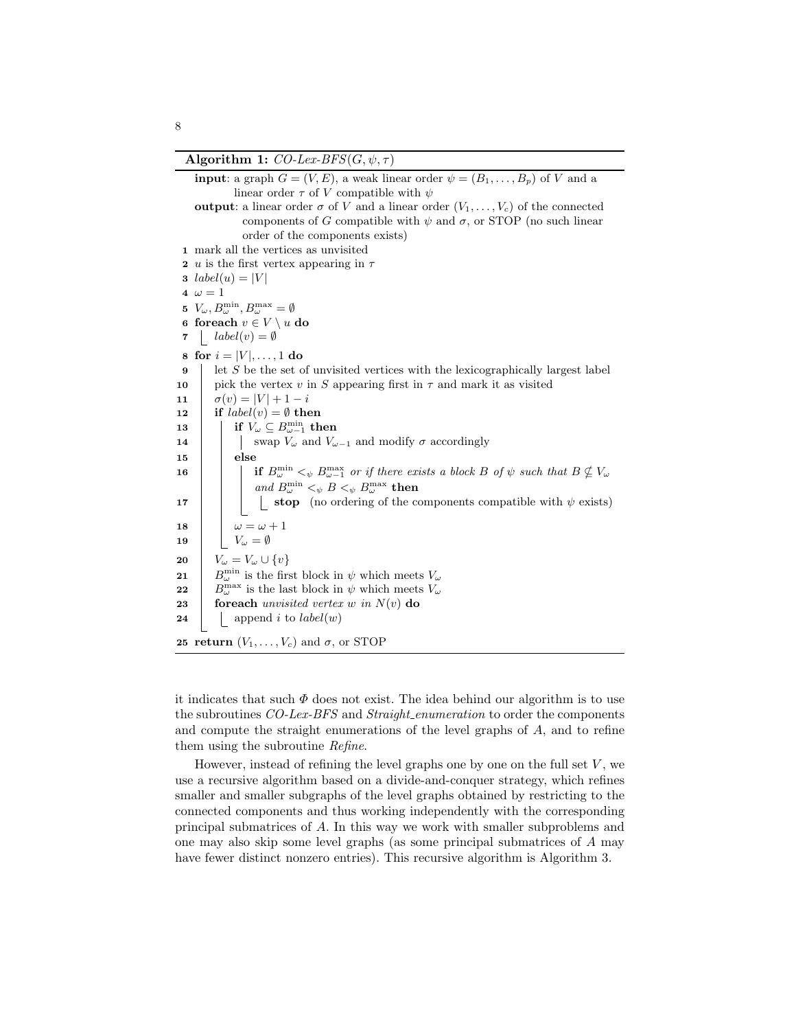**Algorithm 1:** *CO-Lex-BFS*$(G, \psi, \tau)$

**input**: a graph $G = (V, E)$, a weak linear order $\psi = (B_1, \ldots, B_p)$ of $V$ and a linear order $\tau$ of $V$ compatible with $\psi$

**output**: a linear order $\sigma$ of $V$ and a linear order $(V_1, \ldots, V_c)$ of the connected components of $G$ compatible with $\psi$ and $\sigma$, or STOP (no such linear order of the components exists)

```
1  mark all the vertices as unvisited
2  u is the first vertex appearing in τ
3  label(u) = |V|
4  ω = 1
5  V_ω, B_ω^min, B_ω^max = ∅
6  foreach v ∈ V \ u do
7      label(v) = ∅
8  for i = |V|, ..., 1 do
9      let S be the set of unvisited vertices with the lexicographically largest label
10     pick the vertex v in S appearing first in τ and mark it as visited
11     σ(v) = |V| + 1 − i
12     if label(v) = ∅ then
13         if V_ω ⊆ B_{ω−1}^min then
14             swap V_ω and V_{ω−1} and modify σ accordingly
15         else
16             if B_ω^min <_ψ B_{ω−1}^max or if there exists a block B of ψ such that B ⊈ V_ω
               and B_ω^min <_ψ B <_ψ B_ω^max then
17                 stop   (no ordering of the components compatible with ψ exists)
18         ω = ω + 1
19         V_ω = ∅
20     V_ω = V_ω ∪ {v}
21     B_ω^min is the first block in ψ which meets V_ω
22     B_ω^max is the last block in ψ which meets V_ω
23     foreach unvisited vertex w in N(v) do
24         append i to label(w)
25 return (V_1, ..., V_c) and σ, or STOP
```

it indicates that such $\Phi$ does not exist. The idea behind our algorithm is to use the subroutines *CO-Lex-BFS* and *Straight_enumeration* to order the components and compute the straight enumerations of the level graphs of $A$, and to refine them using the subroutine *Refine*.

However, instead of refining the level graphs one by one on the full set $V$, we use a recursive algorithm based on a divide-and-conquer strategy, which refines smaller and smaller subgraphs of the level graphs obtained by restricting to the connected components and thus working independently with the corresponding principal submatrices of $A$. In this way we work with smaller subproblems and one may also skip some level graphs (as some principal submatrices of $A$ may have fewer distinct nonzero entries). This recursive algorithm is Algorithm 3.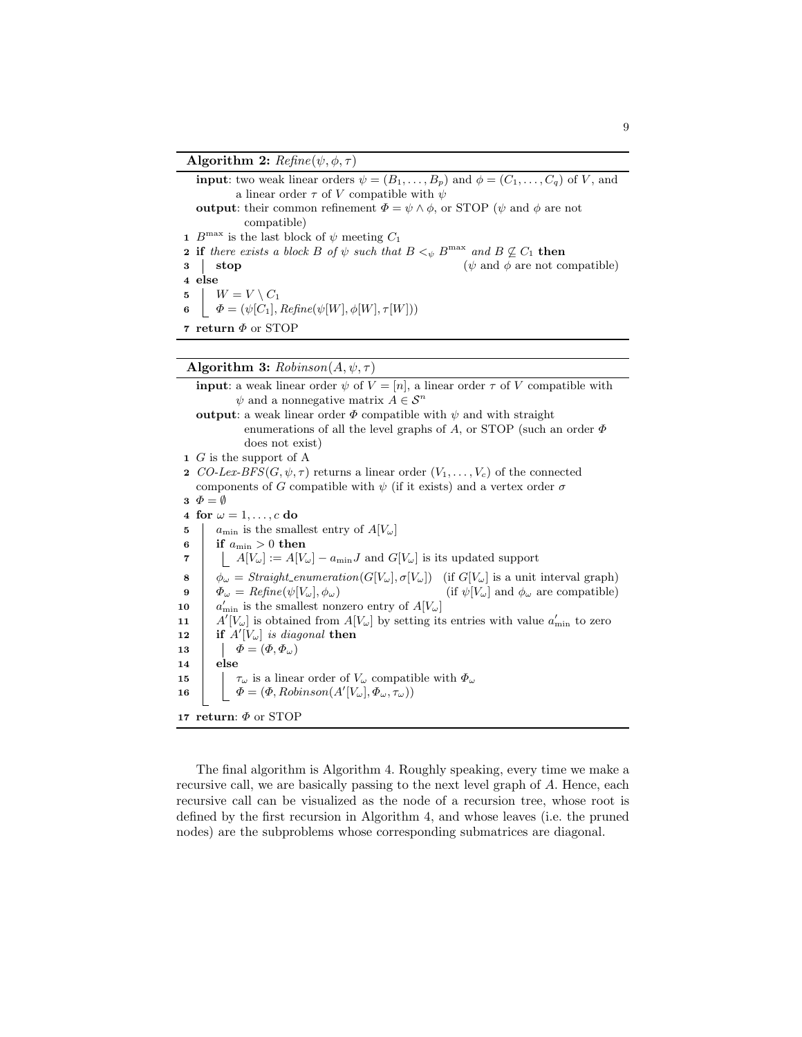**Algorithm 2:** *Refine*$(\psi, \phi, \tau)$

```
  input: two weak linear orders ψ = (B_1, ..., B_p) and φ = (C_1, ..., C_q) of V, and
         a linear order τ of V compatible with ψ
  output: their common refinement Φ = ψ ∧ φ, or STOP (ψ and φ are not
          compatible)
1 B^max is the last block of ψ meeting C_1
2 if there exists a block B of ψ such that B <_ψ B^max and B ⊈ C_1 then
3 |  stop                                         (ψ and φ are not compatible)
4 else
5 |  W = V \ C_1
6 |_ Φ = (ψ[C_1], Refine(ψ[W], φ[W], τ[W]))
7 return Φ or STOP
```

**Algorithm 3:** *Robinson*$(A, \psi, \tau)$

```
   input: a weak linear order ψ of V = [n], a linear order τ of V compatible with
          ψ and a nonnegative matrix A ∈ S^n
   output: a weak linear order Φ compatible with ψ and with straight
           enumerations of all the level graphs of A, or STOP (such an order Φ
           does not exist)
 1 G is the support of A
 2 CO-Lex-BFS(G, ψ, τ) returns a linear order (V_1, ..., V_c) of the connected
   components of G compatible with ψ (if it exists) and a vertex order σ
 3 Φ = ∅
 4 for ω = 1, ..., c do
 5 |  a_min is the smallest entry of A[V_ω]
 6 |  if a_min > 0 then
 7 |  |_ A[V_ω] := A[V_ω] − a_min J and G[V_ω] is its updated support
 8 |  φ_ω = Straight_enumeration(G[V_ω], σ[V_ω])   (if G[V_ω] is a unit interval graph)
 9 |  Φ_ω = Refine(ψ[V_ω], φ_ω)                    (if ψ[V_ω] and φ_ω are compatible)
10 |  a'_min is the smallest nonzero entry of A[V_ω]
11 |  A'[V_ω] is obtained from A[V_ω] by setting its entries with value a'_min to zero
12 |  if A'[V_ω] is diagonal then
13 |  |  Φ = (Φ, Φ_ω)
14 |  else
15 |  |  τ_ω is a linear order of V_ω compatible with Φ_ω
16 |_ |_ Φ = (Φ, Robinson(A'[V_ω], Φ_ω, τ_ω))
17 return: Φ or STOP
```

The final algorithm is Algorithm 4. Roughly speaking, every time we make a recursive call, we are basically passing to the next level graph of $A$. Hence, each recursive call can be visualized as the node of a recursion tree, whose root is defined by the first recursion in Algorithm 4, and whose leaves (i.e. the pruned nodes) are the subproblems whose corresponding submatrices are diagonal.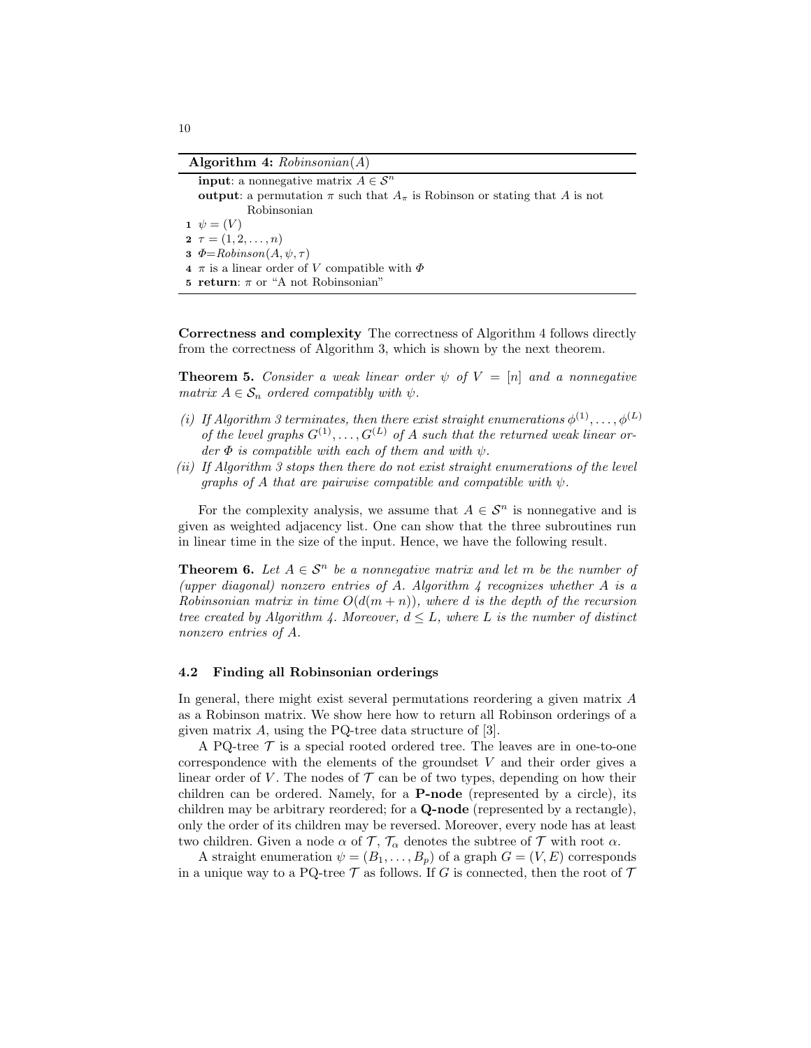**Algorithm 4:** *Robinsonian*($A$)

**input**: a nonnegative matrix $A \in \mathcal{S}^n$

**output**: a permutation $\pi$ such that $A_\pi$ is Robinson or stating that $A$ is not Robinsonian

1. $\psi = (V)$
2. $\tau = (1, 2, \ldots, n)$
3. $\Phi$=*Robinson*($A, \psi, \tau$)
4. $\pi$ is a linear order of $V$ compatible with $\Phi$
5. **return**: $\pi$ or "A not Robinsonian"

**Correctness and complexity** The correctness of Algorithm 4 follows directly from the correctness of Algorithm 3, which is shown by the next theorem.

**Theorem 5.** *Consider a weak linear order $\psi$ of $V = [n]$ and a nonnegative matrix $A \in \mathcal{S}_n$ ordered compatibly with $\psi$.*

*(i) If Algorithm 3 terminates, then there exist straight enumerations $\phi^{(1)}, \ldots, \phi^{(L)}$ of the level graphs $G^{(1)}, \ldots, G^{(L)}$ of $A$ such that the returned weak linear order $\Phi$ is compatible with each of them and with $\psi$.*

*(ii) If Algorithm 3 stops then there do not exist straight enumerations of the level graphs of $A$ that are pairwise compatible and compatible with $\psi$.*

For the complexity analysis, we assume that $A \in \mathcal{S}^n$ is nonnegative and is given as weighted adjacency list. One can show that the three subroutines run in linear time in the size of the input. Hence, we have the following result.

**Theorem 6.** *Let $A \in \mathcal{S}^n$ be a nonnegative matrix and let $m$ be the number of (upper diagonal) nonzero entries of $A$. Algorithm 4 recognizes whether $A$ is a Robinsonian matrix in time $O(d(m + n))$, where $d$ is the depth of the recursion tree created by Algorithm 4. Moreover, $d \leq L$, where $L$ is the number of distinct nonzero entries of $A$.*

### 4.2 Finding all Robinsonian orderings

In general, there might exist several permutations reordering a given matrix $A$ as a Robinson matrix. We show here how to return all Robinson orderings of a given matrix $A$, using the PQ-tree data structure of [3].

A PQ-tree $\mathcal{T}$ is a special rooted ordered tree. The leaves are in one-to-one correspondence with the elements of the groundset $V$ and their order gives a linear order of $V$. The nodes of $\mathcal{T}$ can be of two types, depending on how their children can be ordered. Namely, for a **P-node** (represented by a circle), its children may be arbitrary reordered; for a **Q-node** (represented by a rectangle), only the order of its children may be reversed. Moreover, every node has at least two children. Given a node $\alpha$ of $\mathcal{T}$, $\mathcal{T}_\alpha$ denotes the subtree of $\mathcal{T}$ with root $\alpha$.

A straight enumeration $\psi = (B_1, \ldots, B_p)$ of a graph $G = (V, E)$ corresponds in a unique way to a PQ-tree $\mathcal{T}$ as follows. If $G$ is connected, then the root of $\mathcal{T}$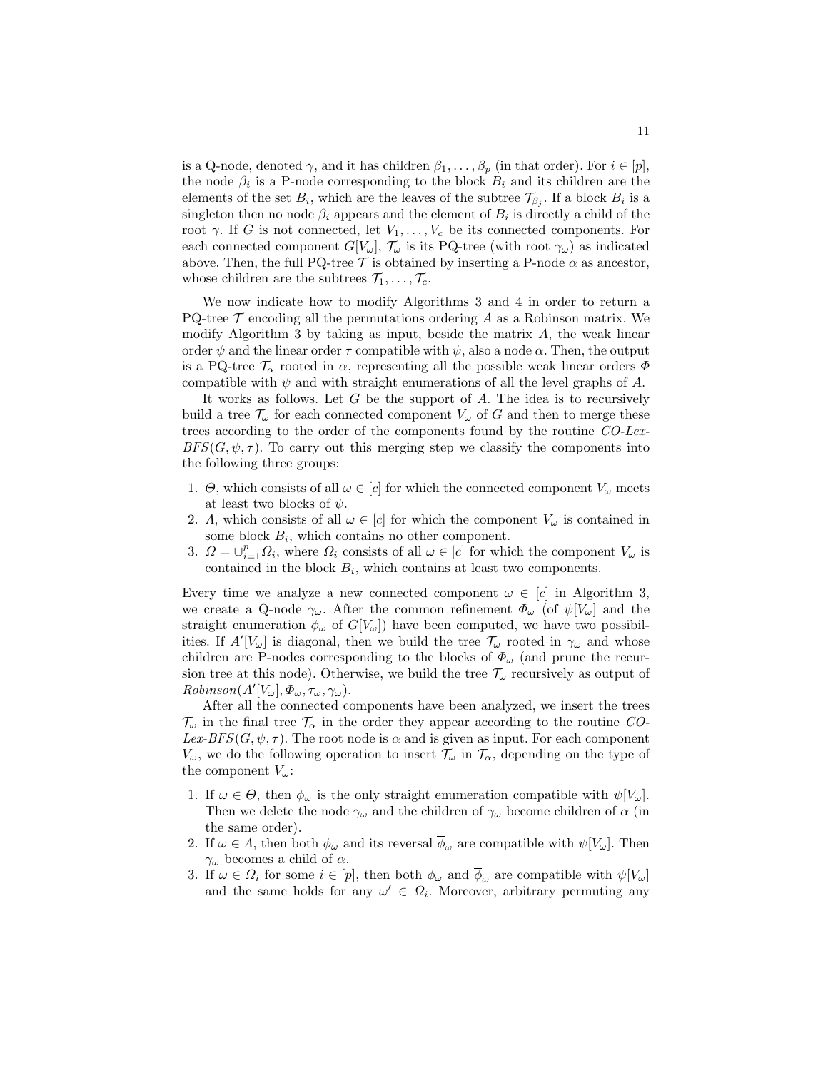is a Q-node, denoted $\gamma$, and it has children $\beta_1, \ldots, \beta_p$ (in that order). For $i \in [p]$, the node $\beta_i$ is a P-node corresponding to the block $B_i$ and its children are the elements of the set $B_i$, which are the leaves of the subtree $\mathcal{T}_{\beta_j}$. If a block $B_i$ is a singleton then no node $\beta_i$ appears and the element of $B_i$ is directly a child of the root $\gamma$. If $G$ is not connected, let $V_1, \ldots, V_c$ be its connected components. For each connected component $G[V_\omega]$, $\mathcal{T}_\omega$ is its PQ-tree (with root $\gamma_\omega$) as indicated above. Then, the full PQ-tree $\mathcal{T}$ is obtained by inserting a P-node $\alpha$ as ancestor, whose children are the subtrees $\mathcal{T}_1, \ldots, \mathcal{T}_c$.

We now indicate how to modify Algorithms 3 and 4 in order to return a PQ-tree $\mathcal{T}$ encoding all the permutations ordering $A$ as a Robinson matrix. We modify Algorithm 3 by taking as input, beside the matrix $A$, the weak linear order $\psi$ and the linear order $\tau$ compatible with $\psi$, also a node $\alpha$. Then, the output is a PQ-tree $\mathcal{T}_\alpha$ rooted in $\alpha$, representing all the possible weak linear orders $\Phi$ compatible with $\psi$ and with straight enumerations of all the level graphs of $A$.

It works as follows. Let $G$ be the support of $A$. The idea is to recursively build a tree $\mathcal{T}_\omega$ for each connected component $V_\omega$ of $G$ and then to merge these trees according to the order of the components found by the routine *CO-Lex-BFS*$(G, \psi, \tau)$. To carry out this merging step we classify the components into the following three groups:

1. $\Theta$, which consists of all $\omega \in [c]$ for which the connected component $V_\omega$ meets at least two blocks of $\psi$.
2. $\Lambda$, which consists of all $\omega \in [c]$ for which the component $V_\omega$ is contained in some block $B_i$, which contains no other component.
3. $\Omega = \cup_{i=1}^{p} \Omega_i$, where $\Omega_i$ consists of all $\omega \in [c]$ for which the component $V_\omega$ is contained in the block $B_i$, which contains at least two components.

Every time we analyze a new connected component $\omega \in [c]$ in Algorithm 3, we create a Q-node $\gamma_\omega$. After the common refinement $\Phi_\omega$ (of $\psi[V_\omega]$ and the straight enumeration $\phi_\omega$ of $G[V_\omega]$) have been computed, we have two possibilities. If $A'[V_\omega]$ is diagonal, then we build the tree $\mathcal{T}_\omega$ rooted in $\gamma_\omega$ and whose children are P-nodes corresponding to the blocks of $\Phi_\omega$ (and prune the recursion tree at this node). Otherwise, we build the tree $\mathcal{T}_\omega$ recursively as output of *Robinson*$(A'[V_\omega], \Phi_\omega, \tau_\omega, \gamma_\omega)$.

After all the connected components have been analyzed, we insert the trees $\mathcal{T}_\omega$ in the final tree $\mathcal{T}_\alpha$ in the order they appear according to the routine *CO-Lex-BFS*$(G, \psi, \tau)$. The root node is $\alpha$ and is given as input. For each component $V_\omega$, we do the following operation to insert $\mathcal{T}_\omega$ in $\mathcal{T}_\alpha$, depending on the type of the component $V_\omega$:

1. If $\omega \in \Theta$, then $\phi_\omega$ is the only straight enumeration compatible with $\psi[V_\omega]$. Then we delete the node $\gamma_\omega$ and the children of $\gamma_\omega$ become children of $\alpha$ (in the same order).
2. If $\omega \in \Lambda$, then both $\phi_\omega$ and its reversal $\overline{\phi}_\omega$ are compatible with $\psi[V_\omega]$. Then $\gamma_\omega$ becomes a child of $\alpha$.
3. If $\omega \in \Omega_i$ for some $i \in [p]$, then both $\phi_\omega$ and $\overline{\phi}_\omega$ are compatible with $\psi[V_\omega]$ and the same holds for any $\omega' \in \Omega_i$. Moreover, arbitrary permuting any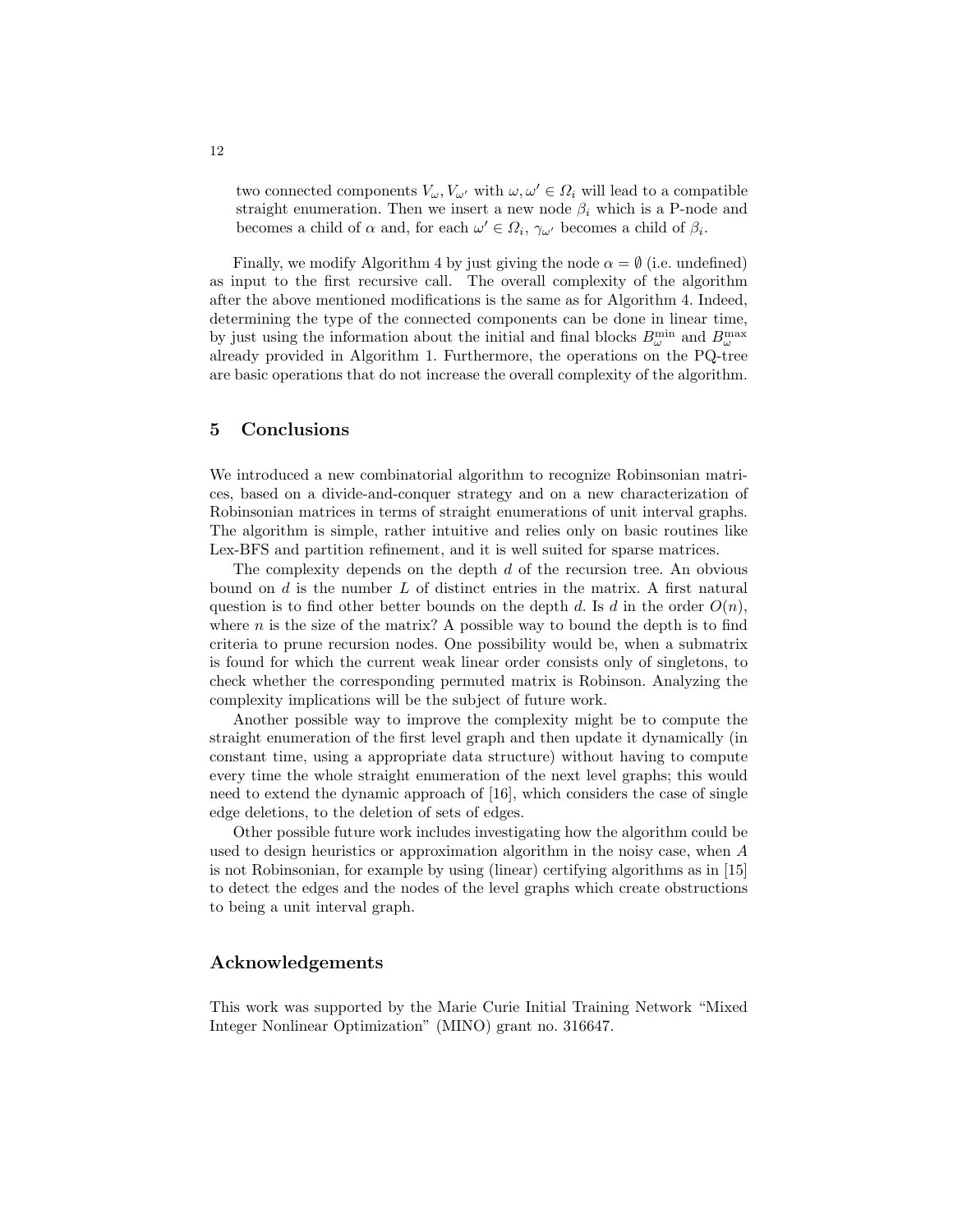two connected components $V_\omega, V_{\omega'}$ with $\omega, \omega' \in \Omega_i$ will lead to a compatible straight enumeration. Then we insert a new node $\beta_i$ which is a P-node and becomes a child of $\alpha$ and, for each $\omega' \in \Omega_i$, $\gamma_{\omega'}$ becomes a child of $\beta_i$.

Finally, we modify Algorithm 4 by just giving the node $\alpha = \emptyset$ (i.e. undefined) as input to the first recursive call. The overall complexity of the algorithm after the above mentioned modifications is the same as for Algorithm 4. Indeed, determining the type of the connected components can be done in linear time, by just using the information about the initial and final blocks $B_\omega^{\min}$ and $B_\omega^{\max}$ already provided in Algorithm 1. Furthermore, the operations on the PQ-tree are basic operations that do not increase the overall complexity of the algorithm.

## 5 Conclusions

We introduced a new combinatorial algorithm to recognize Robinsonian matrices, based on a divide-and-conquer strategy and on a new characterization of Robinsonian matrices in terms of straight enumerations of unit interval graphs. The algorithm is simple, rather intuitive and relies only on basic routines like Lex-BFS and partition refinement, and it is well suited for sparse matrices.

The complexity depends on the depth $d$ of the recursion tree. An obvious bound on $d$ is the number $L$ of distinct entries in the matrix. A first natural question is to find other better bounds on the depth $d$. Is $d$ in the order $O(n)$, where $n$ is the size of the matrix? A possible way to bound the depth is to find criteria to prune recursion nodes. One possibility would be, when a submatrix is found for which the current weak linear order consists only of singletons, to check whether the corresponding permuted matrix is Robinson. Analyzing the complexity implications will be the subject of future work.

Another possible way to improve the complexity might be to compute the straight enumeration of the first level graph and then update it dynamically (in constant time, using a appropriate data structure) without having to compute every time the whole straight enumeration of the next level graphs; this would need to extend the dynamic approach of [16], which considers the case of single edge deletions, to the deletion of sets of edges.

Other possible future work includes investigating how the algorithm could be used to design heuristics or approximation algorithm in the noisy case, when $A$ is not Robinsonian, for example by using (linear) certifying algorithms as in [15] to detect the edges and the nodes of the level graphs which create obstructions to being a unit interval graph.

## Acknowledgements

This work was supported by the Marie Curie Initial Training Network "Mixed Integer Nonlinear Optimization" (MINO) grant no. 316647.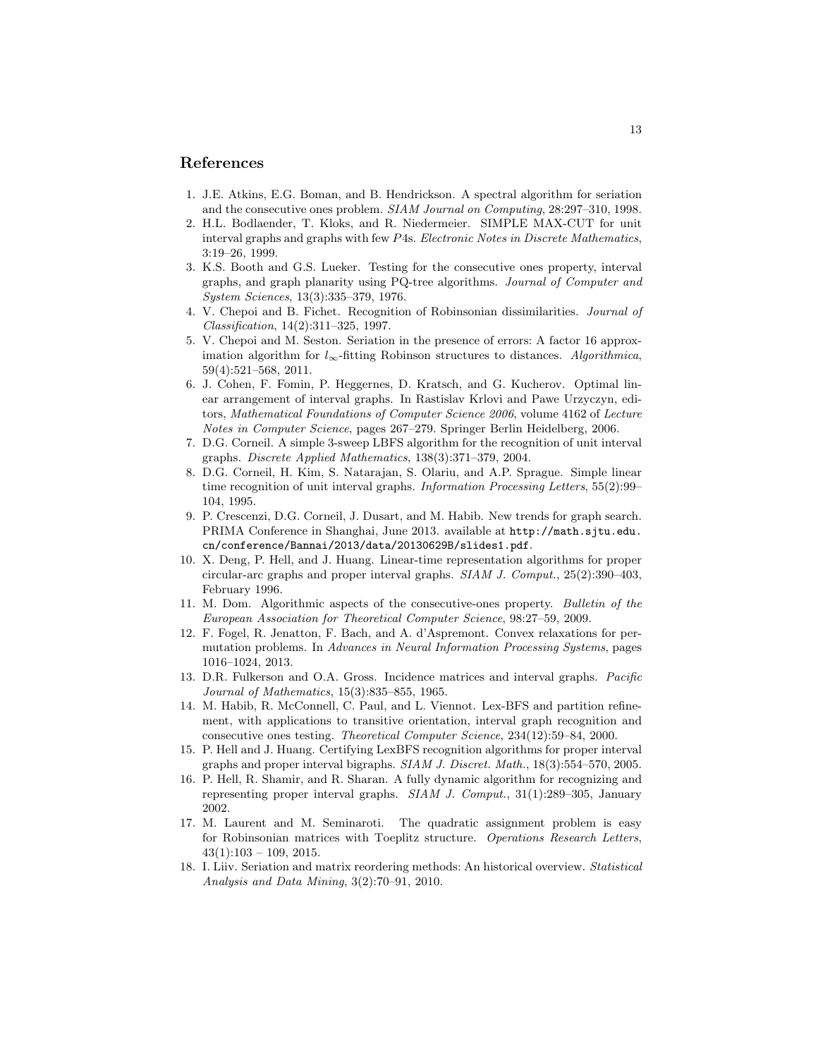## References

1. J.E. Atkins, E.G. Boman, and B. Hendrickson. A spectral algorithm for seriation and the consecutive ones problem. *SIAM Journal on Computing*, 28:297–310, 1998.
2. H.L. Bodlaender, T. Kloks, and R. Niedermeier. SIMPLE MAX-CUT for unit interval graphs and graphs with few *P*4s. *Electronic Notes in Discrete Mathematics*, 3:19–26, 1999.
3. K.S. Booth and G.S. Lueker. Testing for the consecutive ones property, interval graphs, and graph planarity using PQ-tree algorithms. *Journal of Computer and System Sciences*, 13(3):335–379, 1976.
4. V. Chepoi and B. Fichet. Recognition of Robinsonian dissimilarities. *Journal of Classification*, 14(2):311–325, 1997.
5. V. Chepoi and M. Seston. Seriation in the presence of errors: A factor 16 approximation algorithm for $l_\infty$-fitting Robinson structures to distances. *Algorithmica*, 59(4):521–568, 2011.
6. J. Cohen, F. Fomin, P. Heggernes, D. Kratsch, and G. Kucherov. Optimal linear arrangement of interval graphs. In Rastislav Krlovi and Pawe Urzyczyn, editors, *Mathematical Foundations of Computer Science 2006*, volume 4162 of *Lecture Notes in Computer Science*, pages 267–279. Springer Berlin Heidelberg, 2006.
7. D.G. Corneil. A simple 3-sweep LBFS algorithm for the recognition of unit interval graphs. *Discrete Applied Mathematics*, 138(3):371–379, 2004.
8. D.G. Corneil, H. Kim, S. Natarajan, S. Olariu, and A.P. Sprague. Simple linear time recognition of unit interval graphs. *Information Processing Letters*, 55(2):99–104, 1995.
9. P. Crescenzi, D.G. Corneil, J. Dusart, and M. Habib. New trends for graph search. PRIMA Conference in Shanghai, June 2013. available at `http://math.sjtu.edu.cn/conference/Bannai/2013/data/20130629B/slides1.pdf`.
10. X. Deng, P. Hell, and J. Huang. Linear-time representation algorithms for proper circular-arc graphs and proper interval graphs. *SIAM J. Comput.*, 25(2):390–403, February 1996.
11. M. Dom. Algorithmic aspects of the consecutive-ones property. *Bulletin of the European Association for Theoretical Computer Science*, 98:27–59, 2009.
12. F. Fogel, R. Jenatton, F. Bach, and A. d'Aspremont. Convex relaxations for permutation problems. In *Advances in Neural Information Processing Systems*, pages 1016–1024, 2013.
13. D.R. Fulkerson and O.A. Gross. Incidence matrices and interval graphs. *Pacific Journal of Mathematics*, 15(3):835–855, 1965.
14. M. Habib, R. McConnell, C. Paul, and L. Viennot. Lex-BFS and partition refinement, with applications to transitive orientation, interval graph recognition and consecutive ones testing. *Theoretical Computer Science*, 234(12):59–84, 2000.
15. P. Hell and J. Huang. Certifying LexBFS recognition algorithms for proper interval graphs and proper interval bigraphs. *SIAM J. Discret. Math.*, 18(3):554–570, 2005.
16. P. Hell, R. Shamir, and R. Sharan. A fully dynamic algorithm for recognizing and representing proper interval graphs. *SIAM J. Comput.*, 31(1):289–305, January 2002.
17. M. Laurent and M. Seminaroti. The quadratic assignment problem is easy for Robinsonian matrices with Toeplitz structure. *Operations Research Letters*, 43(1):103 – 109, 2015.
18. I. Liiv. Seriation and matrix reordering methods: An historical overview. *Statistical Analysis and Data Mining*, 3(2):70–91, 2010.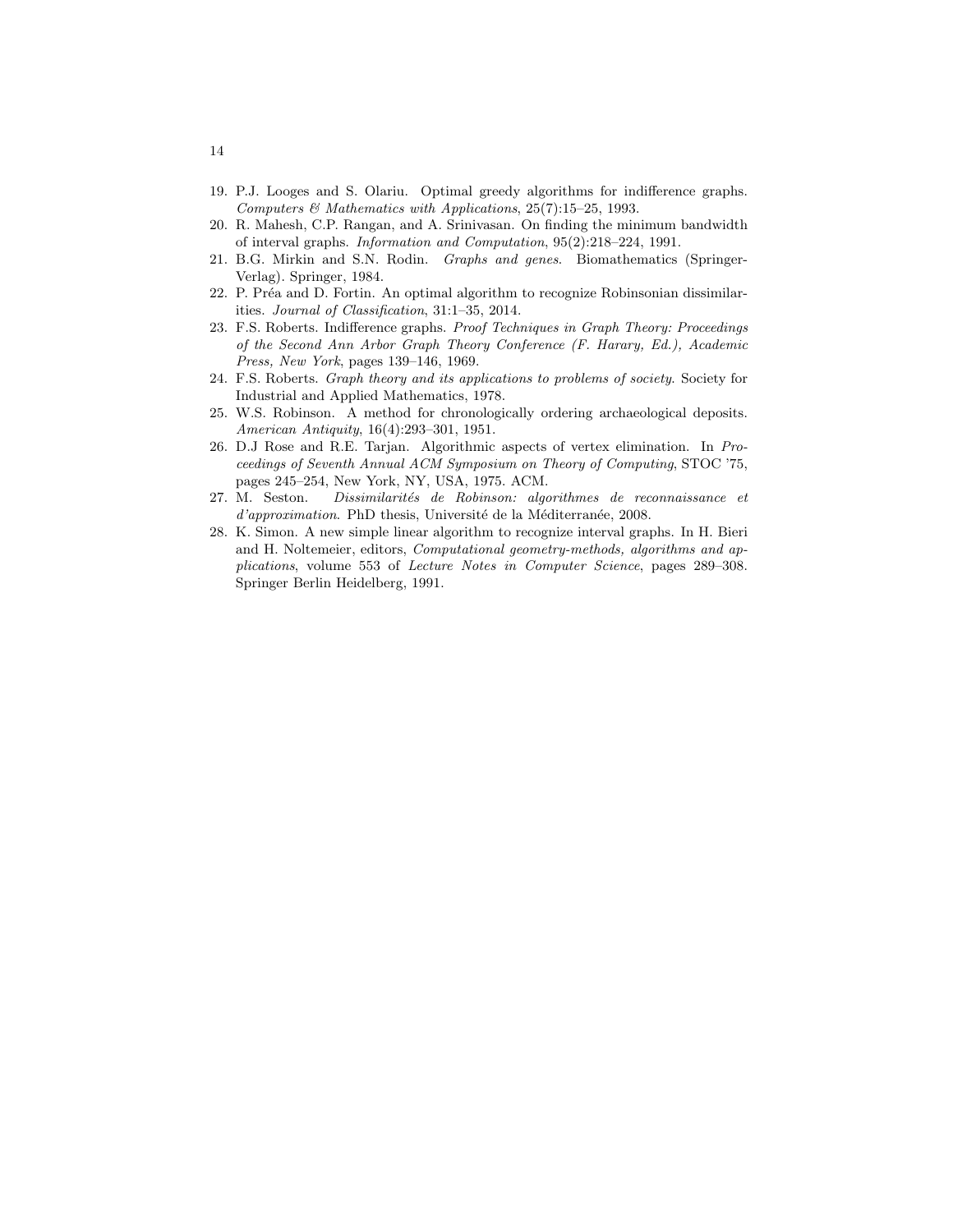19. P.J. Looges and S. Olariu. Optimal greedy algorithms for indifference graphs. *Computers & Mathematics with Applications*, 25(7):15–25, 1993.
20. R. Mahesh, C.P. Rangan, and A. Srinivasan. On finding the minimum bandwidth of interval graphs. *Information and Computation*, 95(2):218–224, 1991.
21. B.G. Mirkin and S.N. Rodin. *Graphs and genes*. Biomathematics (Springer-Verlag). Springer, 1984.
22. P. Préa and D. Fortin. An optimal algorithm to recognize Robinsonian dissimilarities. *Journal of Classification*, 31:1–35, 2014.
23. F.S. Roberts. Indifference graphs. *Proof Techniques in Graph Theory: Proceedings of the Second Ann Arbor Graph Theory Conference (F. Harary, Ed.), Academic Press, New York*, pages 139–146, 1969.
24. F.S. Roberts. *Graph theory and its applications to problems of society*. Society for Industrial and Applied Mathematics, 1978.
25. W.S. Robinson. A method for chronologically ordering archaeological deposits. *American Antiquity*, 16(4):293–301, 1951.
26. D.J Rose and R.E. Tarjan. Algorithmic aspects of vertex elimination. In *Proceedings of Seventh Annual ACM Symposium on Theory of Computing*, STOC '75, pages 245–254, New York, NY, USA, 1975. ACM.
27. M. Seston. *Dissimilarités de Robinson: algorithmes de reconnaissance et d'approximation*. PhD thesis, Université de la Méditerranée, 2008.
28. K. Simon. A new simple linear algorithm to recognize interval graphs. In H. Bieri and H. Noltemeier, editors, *Computational geometry-methods, algorithms and applications*, volume 553 of *Lecture Notes in Computer Science*, pages 289–308. Springer Berlin Heidelberg, 1991.